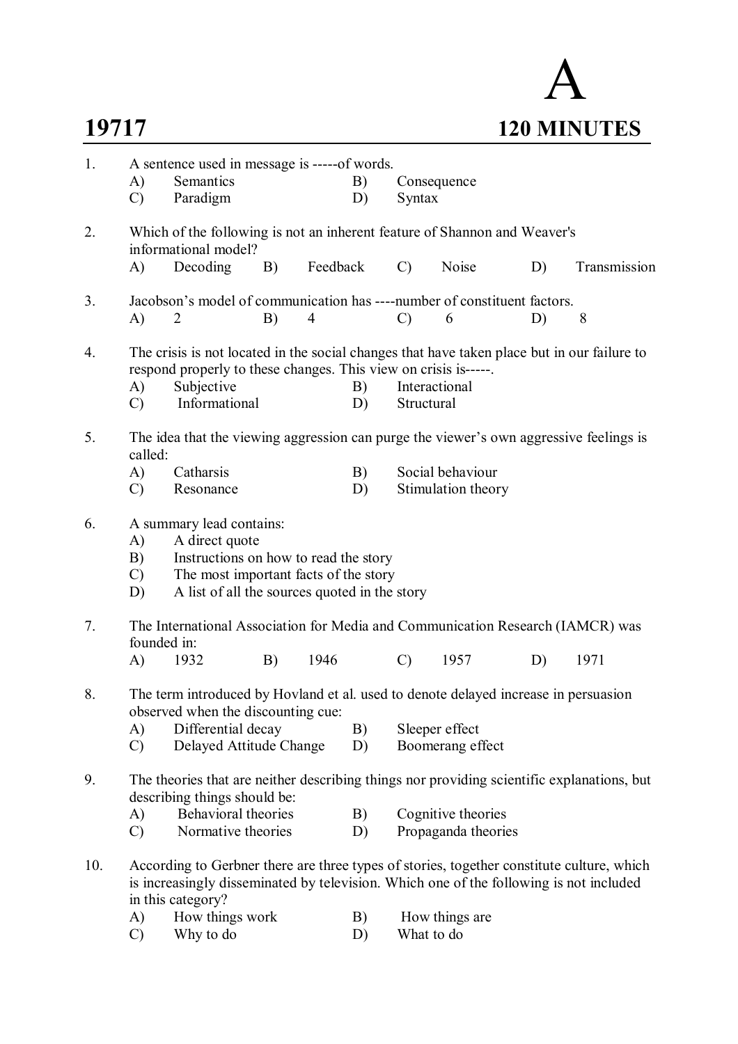# A

## 19717 — 120 MINUTES

1. A sentence used in message is -----of words.
   - A) Semantics
   - B) Consequence
   - C) Paradigm
   - D) Syntax

2. Which of the following is not an inherent feature of Shannon and Weaver's informational model?
   - A) Decoding
   - B) Feedback
   - C) Noise
   - D) Transmission

3. Jacobson's model of communication has ----number of constituent factors.
   - A) 2
   - B) 4
   - C) 6
   - D) 8

4. The crisis is not located in the social changes that have taken place but in our failure to respond properly to these changes. This view on crisis is-----.
   - A) Subjective
   - B) Interactional
   - C) Informational
   - D) Structural

5. The idea that the viewing aggression can purge the viewer's own aggressive feelings is called:
   - A) Catharsis
   - B) Social behaviour
   - C) Resonance
   - D) Stimulation theory

6. A summary lead contains:
   - A) A direct quote
   - B) Instructions on how to read the story
   - C) The most important facts of the story
   - D) A list of all the sources quoted in the story

7. The International Association for Media and Communication Research (IAMCR) was founded in:
   - A) 1932
   - B) 1946
   - C) 1957
   - D) 1971

8. The term introduced by Hovland et al. used to denote delayed increase in persuasion observed when the discounting cue:
   - A) Differential decay
   - B) Sleeper effect
   - C) Delayed Attitude Change
   - D) Boomerang effect

9. The theories that are neither describing things nor providing scientific explanations, but describing things should be:
   - A) Behavioral theories
   - B) Cognitive theories
   - C) Normative theories
   - D) Propaganda theories

10. According to Gerbner there are three types of stories, together constitute culture, which is increasingly disseminated by television. Which one of the following is not included in this category?
    - A) How things work
    - B) How things are
    - C) Why to do
    - D) What to do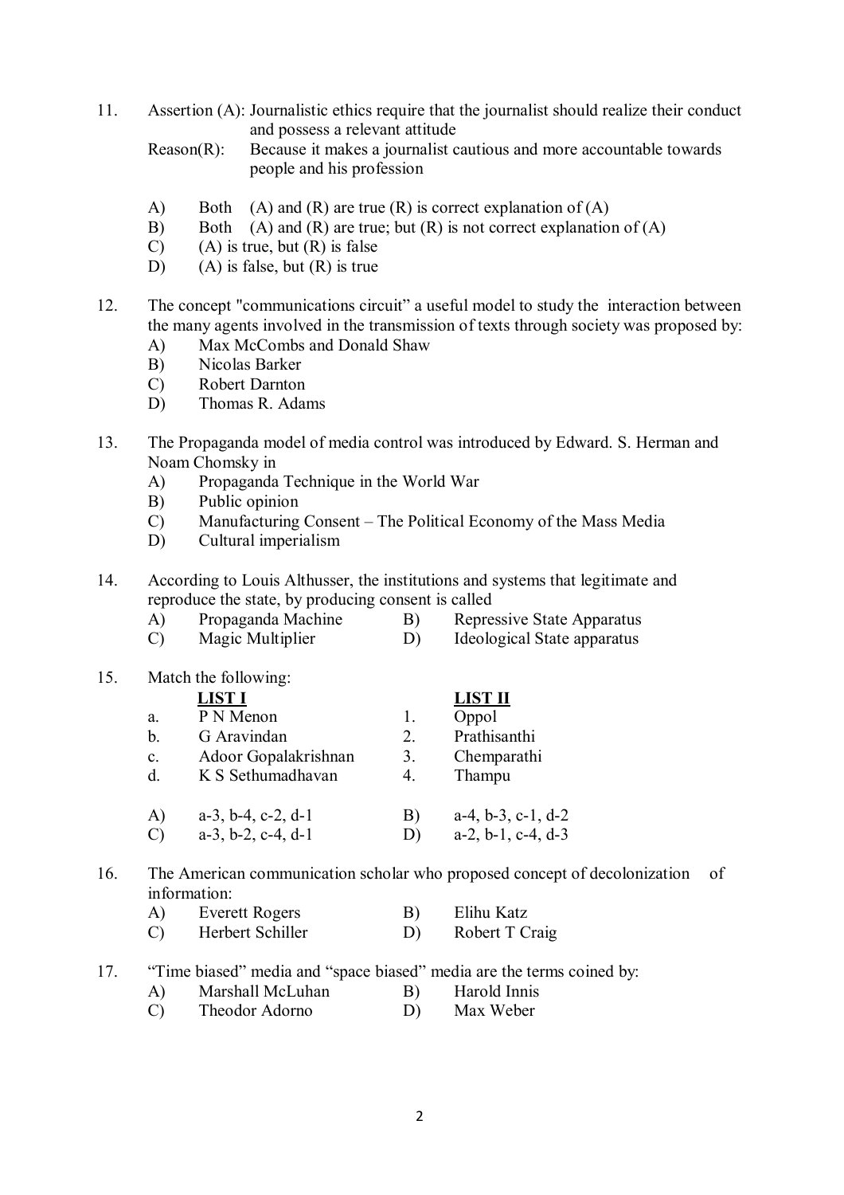11. Assertion (A): Journalistic ethics require that the journalist should realize their conduct and possess a relevant attitude

    Reason(R): Because it makes a journalist cautious and more accountable towards people and his profession

    A) Both (A) and (R) are true (R) is correct explanation of (A)
    B) Both (A) and (R) are true; but (R) is not correct explanation of (A)
    C) (A) is true, but (R) is false
    D) (A) is false, but (R) is true

12. The concept "communications circuit" a useful model to study the interaction between the many agents involved in the transmission of texts through society was proposed by:
    A) Max McCombs and Donald Shaw
    B) Nicolas Barker
    C) Robert Darnton
    D) Thomas R. Adams

13. The Propaganda model of media control was introduced by Edward. S. Herman and Noam Chomsky in
    A) Propaganda Technique in the World War
    B) Public opinion
    C) Manufacturing Consent – The Political Economy of the Mass Media
    D) Cultural imperialism

14. According to Louis Althusser, the institutions and systems that legitimate and reproduce the state, by producing consent is called
    A) Propaganda Machine
    B) Repressive State Apparatus
    C) Magic Multiplier
    D) Ideological State apparatus

15. Match the following:

| | LIST I | | LIST II |
|---|---|---|---|
| a. | P N Menon | 1. | Oppol |
| b. | G Aravindan | 2. | Prathisanthi |
| c. | Adoor Gopalakrishnan | 3. | Chemparathi |
| d. | K S Sethumadhavan | 4. | Thampu |

    A) a-3, b-4, c-2, d-1
    B) a-4, b-3, c-1, d-2
    C) a-3, b-2, c-4, d-1
    D) a-2, b-1, c-4, d-3

16. The American communication scholar who proposed concept of decolonization of information:
    A) Everett Rogers
    B) Elihu Katz
    C) Herbert Schiller
    D) Robert T Craig

17. "Time biased" media and "space biased" media are the terms coined by:
    A) Marshall McLuhan
    B) Harold Innis
    C) Theodor Adorno
    D) Max Weber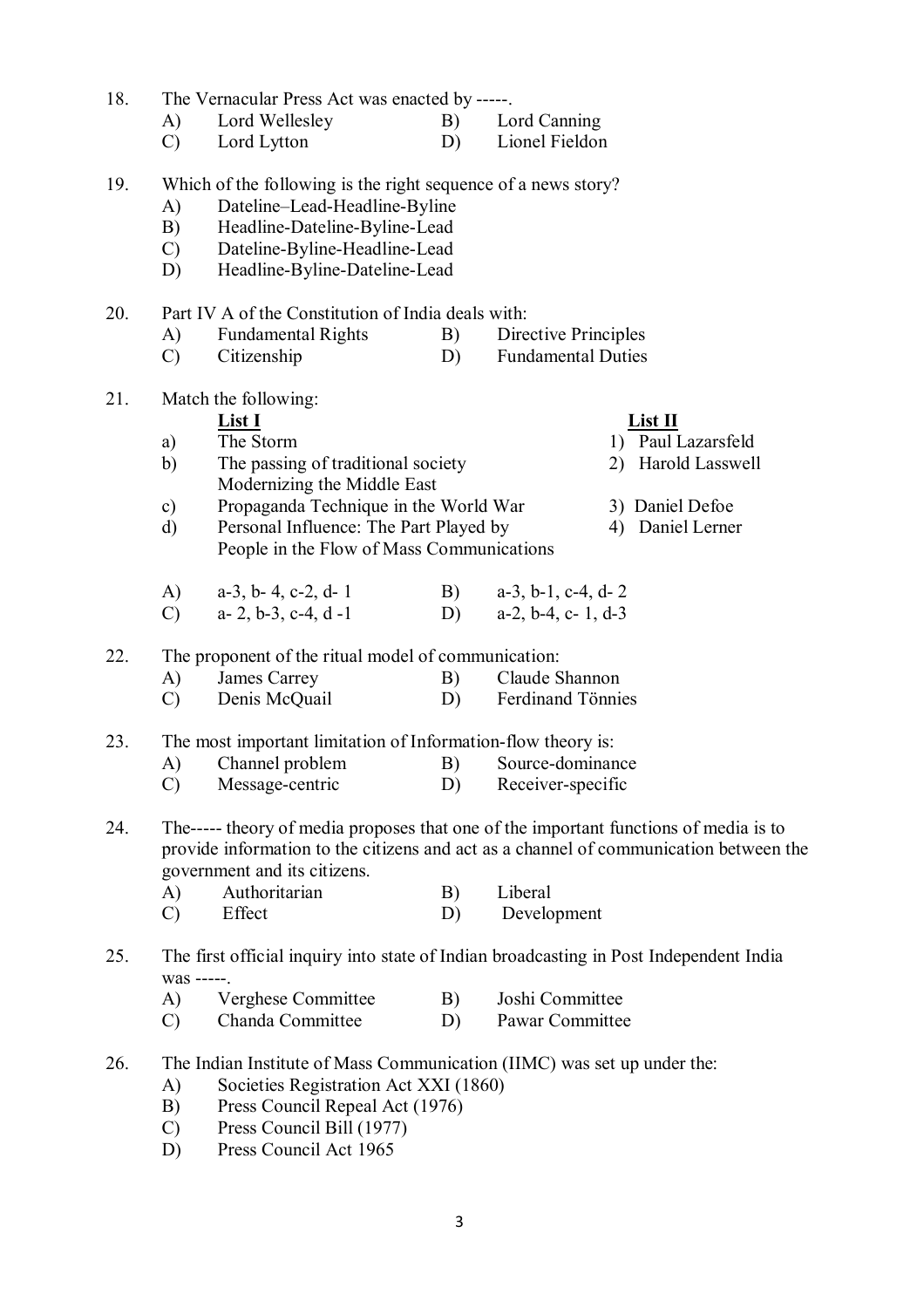18. The Vernacular Press Act was enacted by -----.

    A) Lord Wellesley　　B) Lord Canning
    C) Lord Lytton　　D) Lionel Fieldon

19. Which of the following is the right sequence of a news story?

    A) Dateline–Lead-Headline-Byline
    B) Headline-Dateline-Byline-Lead
    C) Dateline-Byline-Headline-Lead
    D) Headline-Byline-Dateline-Lead

20. Part IV A of the Constitution of India deals with:

    A) Fundamental Rights　　B) Directive Principles
    C) Citizenship　　D) Fundamental Duties

21. Match the following:

| | List I | List II |
|---|---|---|
| a) | The Storm | 1) Paul Lazarsfeld |
| b) | The passing of traditional society Modernizing the Middle East | 2) Harold Lasswell |
| c) | Propaganda Technique in the World War | 3) Daniel Defoe |
| d) | Personal Influence: The Part Played by People in the Flow of Mass Communications | 4) Daniel Lerner |

    A) a-3, b- 4, c-2, d- 1　　B) a-3, b-1, c-4, d- 2
    C) a- 2, b-3, c-4, d -1　　D) a-2, b-4, c- 1, d-3

22. The proponent of the ritual model of communication:

    A) James Carrey　　B) Claude Shannon
    C) Denis McQuail　　D) Ferdinand Tönnies

23. The most important limitation of Information-flow theory is:

    A) Channel problem　　B) Source-dominance
    C) Message-centric　　D) Receiver-specific

24. The----- theory of media proposes that one of the important functions of media is to provide information to the citizens and act as a channel of communication between the government and its citizens.

    A) Authoritarian　　B) Liberal
    C) Effect　　D) Development

25. The first official inquiry into state of Indian broadcasting in Post Independent India was -----.

    A) Verghese Committee　　B) Joshi Committee
    C) Chanda Committee　　D) Pawar Committee

26. The Indian Institute of Mass Communication (IIMC) was set up under the:

    A) Societies Registration Act XXI (1860)
    B) Press Council Repeal Act (1976)
    C) Press Council Bill (1977)
    D) Press Council Act 1965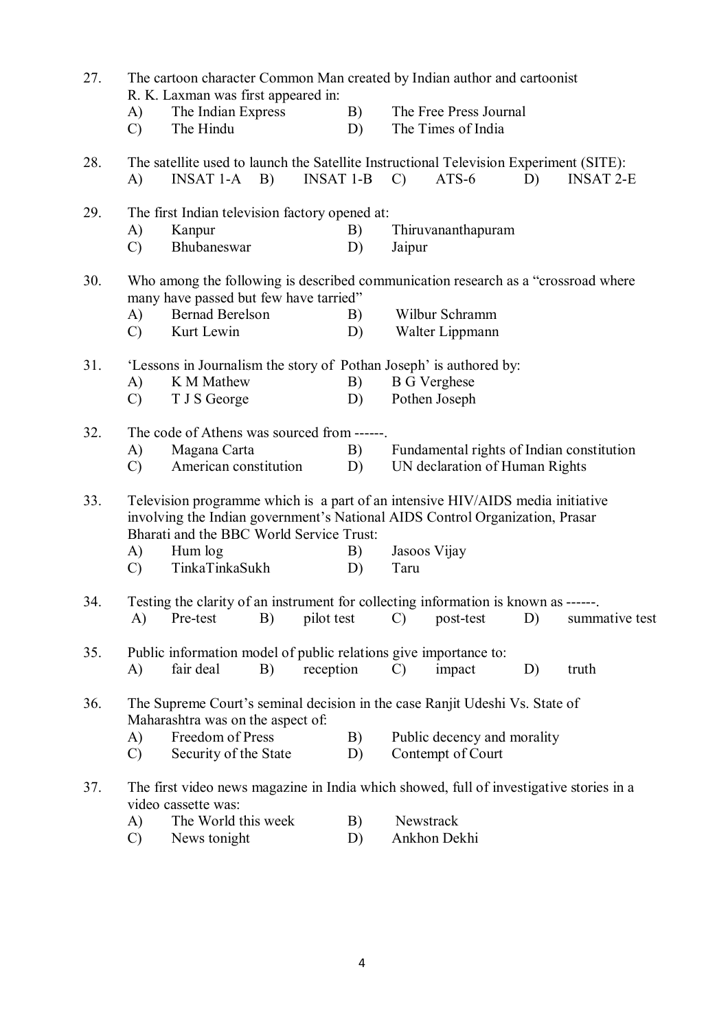27. The cartoon character Common Man created by Indian author and cartoonist R. K. Laxman was first appeared in:
    - A) The Indian Express
    - B) The Free Press Journal
    - C) The Hindu
    - D) The Times of India

28. The satellite used to launch the Satellite Instructional Television Experiment (SITE):
    - A) INSAT 1-A
    - B) INSAT 1-B
    - C) ATS-6
    - D) INSAT 2-E

29. The first Indian television factory opened at:
    - A) Kanpur
    - B) Thiruvananthapuram
    - C) Bhubaneswar
    - D) Jaipur

30. Who among the following is described communication research as a "crossroad where many have passed but few have tarried"
    - A) Bernad Berelson
    - B) Wilbur Schramm
    - C) Kurt Lewin
    - D) Walter Lippmann

31. 'Lessons in Journalism the story of Pothan Joseph' is authored by:
    - A) K M Mathew
    - B) B G Verghese
    - C) T J S George
    - D) Pothen Joseph

32. The code of Athens was sourced from ------.
    - A) Magana Carta
    - B) Fundamental rights of Indian constitution
    - C) American constitution
    - D) UN declaration of Human Rights

33. Television programme which is a part of an intensive HIV/AIDS media initiative involving the Indian government's National AIDS Control Organization, Prasar Bharati and the BBC World Service Trust:
    - A) Hum log
    - B) Jasoos Vijay
    - C) TinkaTinkaSukh
    - D) Taru

34. Testing the clarity of an instrument for collecting information is known as ------.
    - A) Pre-test
    - B) pilot test
    - C) post-test
    - D) summative test

35. Public information model of public relations give importance to:
    - A) fair deal
    - B) reception
    - C) impact
    - D) truth

36. The Supreme Court's seminal decision in the case Ranjit Udeshi Vs. State of Maharashtra was on the aspect of:
    - A) Freedom of Press
    - B) Public decency and morality
    - C) Security of the State
    - D) Contempt of Court

37. The first video news magazine in India which showed, full of investigative stories in a video cassette was:
    - A) The World this week
    - B) Newstrack
    - C) News tonight
    - D) Ankhon Dekhi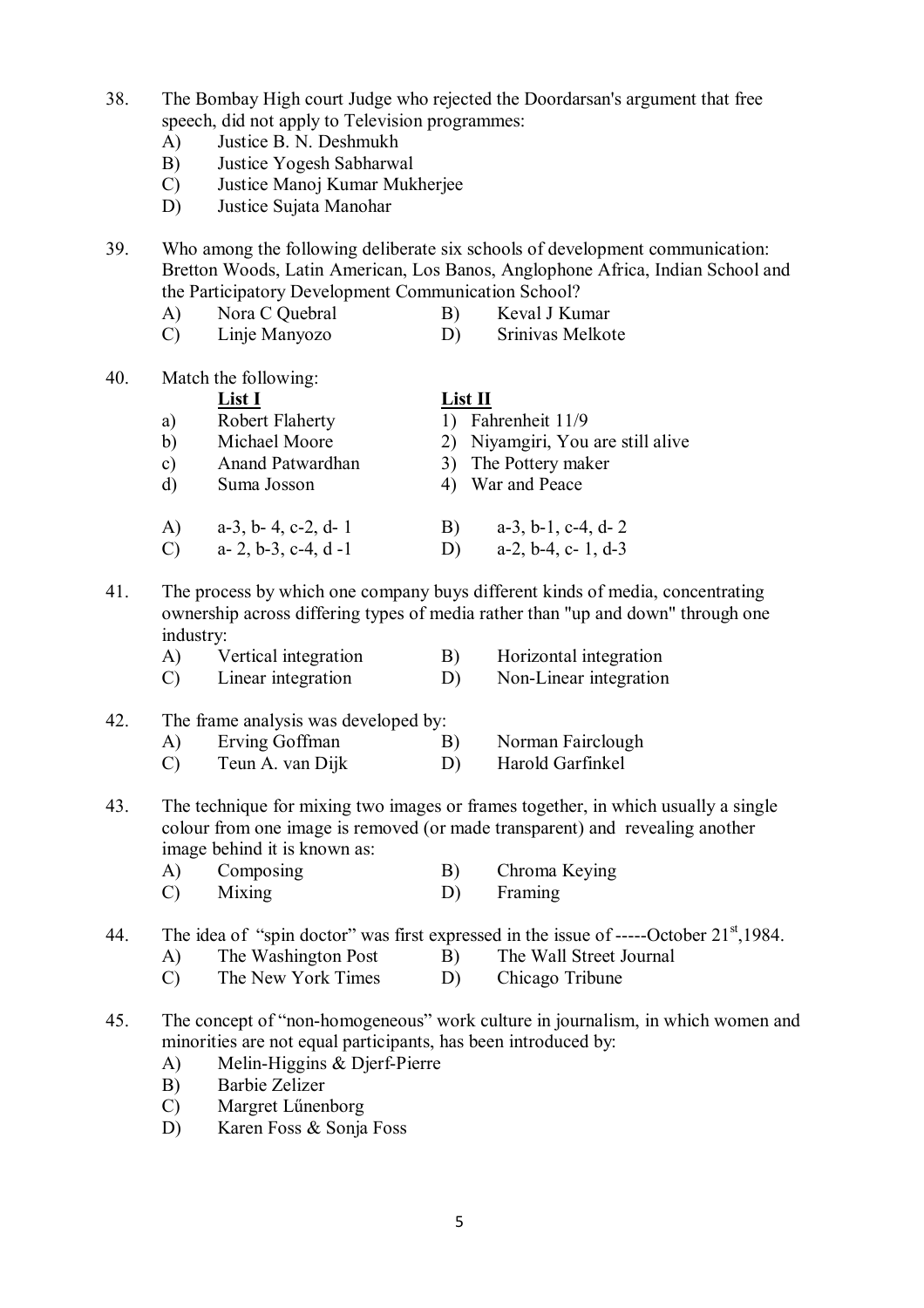38. The Bombay High court Judge who rejected the Doordarsan's argument that free speech, did not apply to Television programmes:
    - A) Justice B. N. Deshmukh
    - B) Justice Yogesh Sabharwal
    - C) Justice Manoj Kumar Mukherjee
    - D) Justice Sujata Manohar

39. Who among the following deliberate six schools of development communication: Bretton Woods, Latin American, Los Banos, Anglophone Africa, Indian School and the Participatory Development Communication School?
    - A) Nora C Quebral
    - B) Keval J Kumar
    - C) Linje Manyozo
    - D) Srinivas Melkote

40. Match the following:

| | List I | | List II |
|---|---|---|---|
| a) | Robert Flaherty | 1) | Fahrenheit 11/9 |
| b) | Michael Moore | 2) | Niyamgiri, You are still alive |
| c) | Anand Patwardhan | 3) | The Pottery maker |
| d) | Suma Josson | 4) | War and Peace |

    - A) a-3, b- 4, c-2, d- 1
    - B) a-3, b-1, c-4, d- 2
    - C) a- 2, b-3, c-4, d -1
    - D) a-2, b-4, c- 1, d-3

41. The process by which one company buys different kinds of media, concentrating ownership across differing types of media rather than "up and down" through one industry:
    - A) Vertical integration
    - B) Horizontal integration
    - C) Linear integration
    - D) Non-Linear integration

42. The frame analysis was developed by:
    - A) Erving Goffman
    - B) Norman Fairclough
    - C) Teun A. van Dijk
    - D) Harold Garfinkel

43. The technique for mixing two images or frames together, in which usually a single colour from one image is removed (or made transparent) and revealing another image behind it is known as:
    - A) Composing
    - B) Chroma Keying
    - C) Mixing
    - D) Framing

44. The idea of "spin doctor" was first expressed in the issue of -----October 21st,1984.
    - A) The Washington Post
    - B) The Wall Street Journal
    - C) The New York Times
    - D) Chicago Tribune

45. The concept of "non-homogeneous" work culture in journalism, in which women and minorities are not equal participants, has been introduced by:
    - A) Melin-Higgins & Djerf-Pierre
    - B) Barbie Zelizer
    - C) Margret Lűnenborg
    - D) Karen Foss & Sonja Foss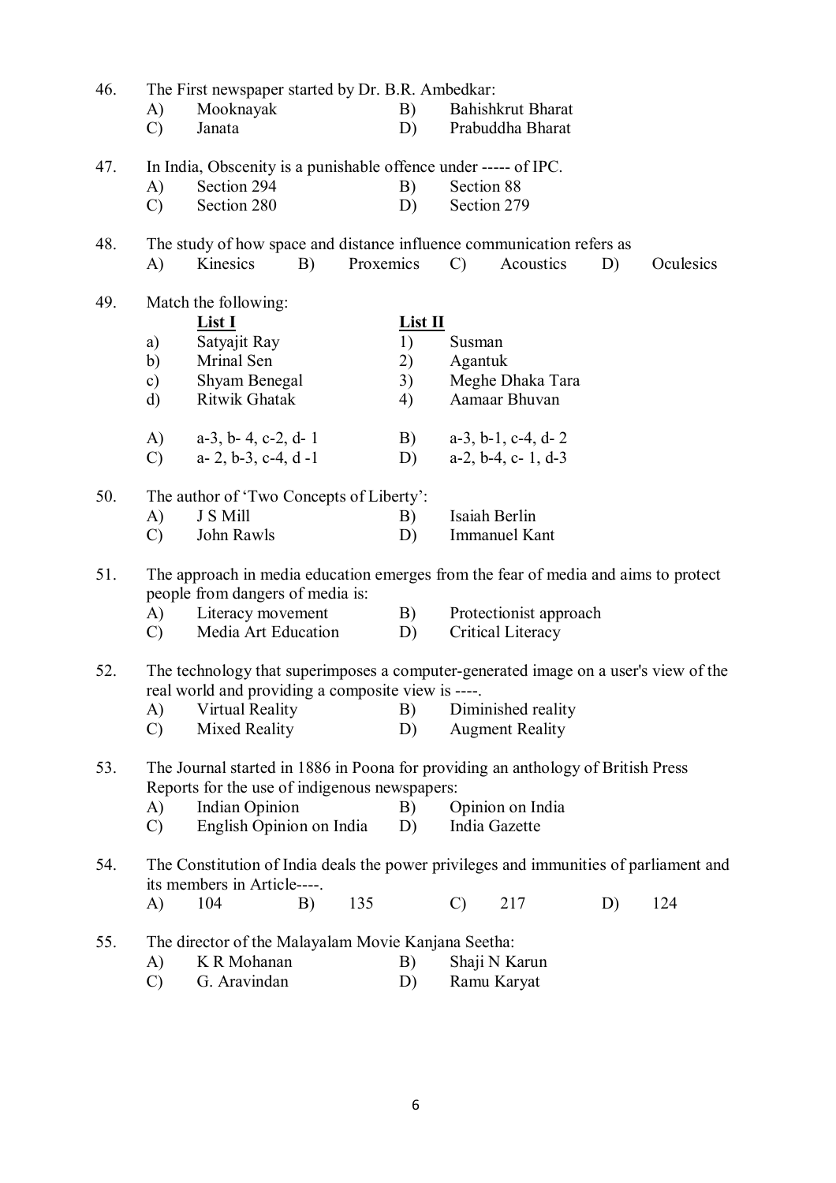46. The First newspaper started by Dr. B.R. Ambedkar:

A) Mooknayak  B) Bahishkrut Bharat
C) Janata  D) Prabuddha Bharat

47. In India, Obscenity is a punishable offence under ----- of IPC.

A) Section 294  B) Section 88
C) Section 280  D) Section 279

48. The study of how space and distance influence communication refers as

A) Kinesics  B) Proxemics  C) Acoustics  D) Oculesics

49. Match the following:

| | List I | | List II |
|---|---|---|---|
| a) | Satyajit Ray | 1) | Susman |
| b) | Mrinal Sen | 2) | Agantuk |
| c) | Shyam Benegal | 3) | Meghe Dhaka Tara |
| d) | Ritwik Ghatak | 4) | Aamaar Bhuvan |

A) a-3, b- 4, c-2, d- 1  B) a-3, b-1, c-4, d- 2
C) a- 2, b-3, c-4, d -1  D) a-2, b-4, c- 1, d-3

50. The author of 'Two Concepts of Liberty':

A) J S Mill  B) Isaiah Berlin
C) John Rawls  D) Immanuel Kant

51. The approach in media education emerges from the fear of media and aims to protect people from dangers of media is:

A) Literacy movement  B) Protectionist approach
C) Media Art Education  D) Critical Literacy

52. The technology that superimposes a computer-generated image on a user's view of the real world and providing a composite view is ----.

A) Virtual Reality  B) Diminished reality
C) Mixed Reality  D) Augment Reality

53. The Journal started in 1886 in Poona for providing an anthology of British Press Reports for the use of indigenous newspapers:

A) Indian Opinion  B) Opinion on India
C) English Opinion on India  D) India Gazette

54. The Constitution of India deals the power privileges and immunities of parliament and its members in Article----.

A) 104  B) 135  C) 217  D) 124

55. The director of the Malayalam Movie Kanjana Seetha:

A) K R Mohanan  B) Shaji N Karun
C) G. Aravindan  D) Ramu Karyat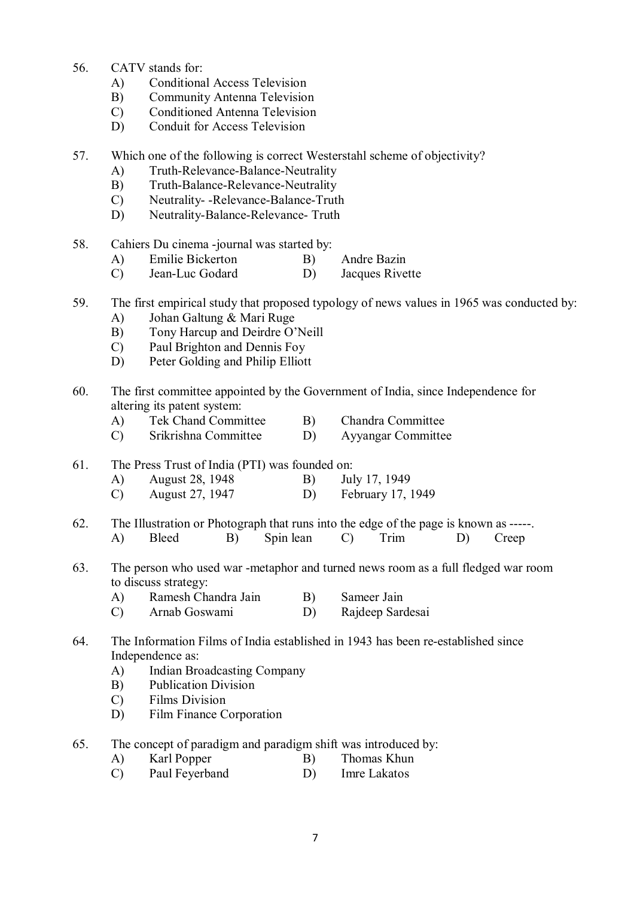56. CATV stands for:
    - A) Conditional Access Television
    - B) Community Antenna Television
    - C) Conditioned Antenna Television
    - D) Conduit for Access Television

57. Which one of the following is correct Westerstahl scheme of objectivity?
    - A) Truth-Relevance-Balance-Neutrality
    - B) Truth-Balance-Relevance-Neutrality
    - C) Neutrality- -Relevance-Balance-Truth
    - D) Neutrality-Balance-Relevance- Truth

58. Cahiers Du cinema -journal was started by:
    - A) Emilie Bickerton
    - B) Andre Bazin
    - C) Jean-Luc Godard
    - D) Jacques Rivette

59. The first empirical study that proposed typology of news values in 1965 was conducted by:
    - A) Johan Galtung & Mari Ruge
    - B) Tony Harcup and Deirdre O'Neill
    - C) Paul Brighton and Dennis Foy
    - D) Peter Golding and Philip Elliott

60. The first committee appointed by the Government of India, since Independence for altering its patent system:
    - A) Tek Chand Committee
    - B) Chandra Committee
    - C) Srikrishna Committee
    - D) Ayyangar Committee

61. The Press Trust of India (PTI) was founded on:
    - A) August 28, 1948
    - B) July 17, 1949
    - C) August 27, 1947
    - D) February 17, 1949

62. The Illustration or Photograph that runs into the edge of the page is known as -----.
    - A) Bleed
    - B) Spin lean
    - C) Trim
    - D) Creep

63. The person who used war -metaphor and turned news room as a full fledged war room to discuss strategy:
    - A) Ramesh Chandra Jain
    - B) Sameer Jain
    - C) Arnab Goswami
    - D) Rajdeep Sardesai

64. The Information Films of India established in 1943 has been re-established since Independence as:
    - A) Indian Broadcasting Company
    - B) Publication Division
    - C) Films Division
    - D) Film Finance Corporation

65. The concept of paradigm and paradigm shift was introduced by:
    - A) Karl Popper
    - B) Thomas Khun
    - C) Paul Feyerband
    - D) Imre Lakatos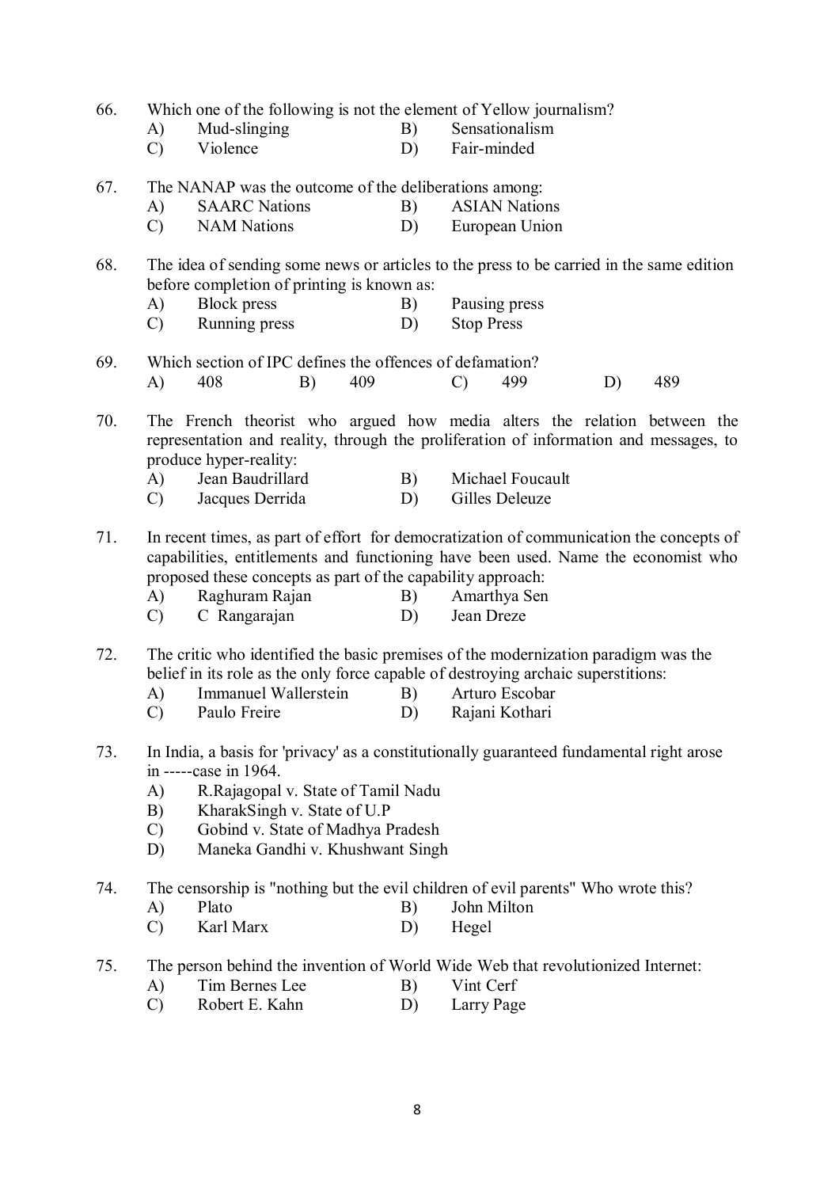66. Which one of the following is not the element of Yellow journalism?
    - A) Mud-slinging
    - B) Sensationalism
    - C) Violence
    - D) Fair-minded

67. The NANAP was the outcome of the deliberations among:
    - A) SAARC Nations
    - B) ASIAN Nations
    - C) NAM Nations
    - D) European Union

68. The idea of sending some news or articles to the press to be carried in the same edition before completion of printing is known as:
    - A) Block press
    - B) Pausing press
    - C) Running press
    - D) Stop Press

69. Which section of IPC defines the offences of defamation?
    - A) 408
    - B) 409
    - C) 499
    - D) 489

70. The French theorist who argued how media alters the relation between the representation and reality, through the proliferation of information and messages, to produce hyper-reality:
    - A) Jean Baudrillard
    - B) Michael Foucault
    - C) Jacques Derrida
    - D) Gilles Deleuze

71. In recent times, as part of effort for democratization of communication the concepts of capabilities, entitlements and functioning have been used. Name the economist who proposed these concepts as part of the capability approach:
    - A) Raghuram Rajan
    - B) Amarthya Sen
    - C) C Rangarajan
    - D) Jean Dreze

72. The critic who identified the basic premises of the modernization paradigm was the belief in its role as the only force capable of destroying archaic superstitions:
    - A) Immanuel Wallerstein
    - B) Arturo Escobar
    - C) Paulo Freire
    - D) Rajani Kothari

73. In India, a basis for 'privacy' as a constitutionally guaranteed fundamental right arose in -----case in 1964.
    - A) R.Rajagopal v. State of Tamil Nadu
    - B) KharakSingh v. State of U.P
    - C) Gobind v. State of Madhya Pradesh
    - D) Maneka Gandhi v. Khushwant Singh

74. The censorship is "nothing but the evil children of evil parents" Who wrote this?
    - A) Plato
    - B) John Milton
    - C) Karl Marx
    - D) Hegel

75. The person behind the invention of World Wide Web that revolutionized Internet:
    - A) Tim Bernes Lee
    - B) Vint Cerf
    - C) Robert E. Kahn
    - D) Larry Page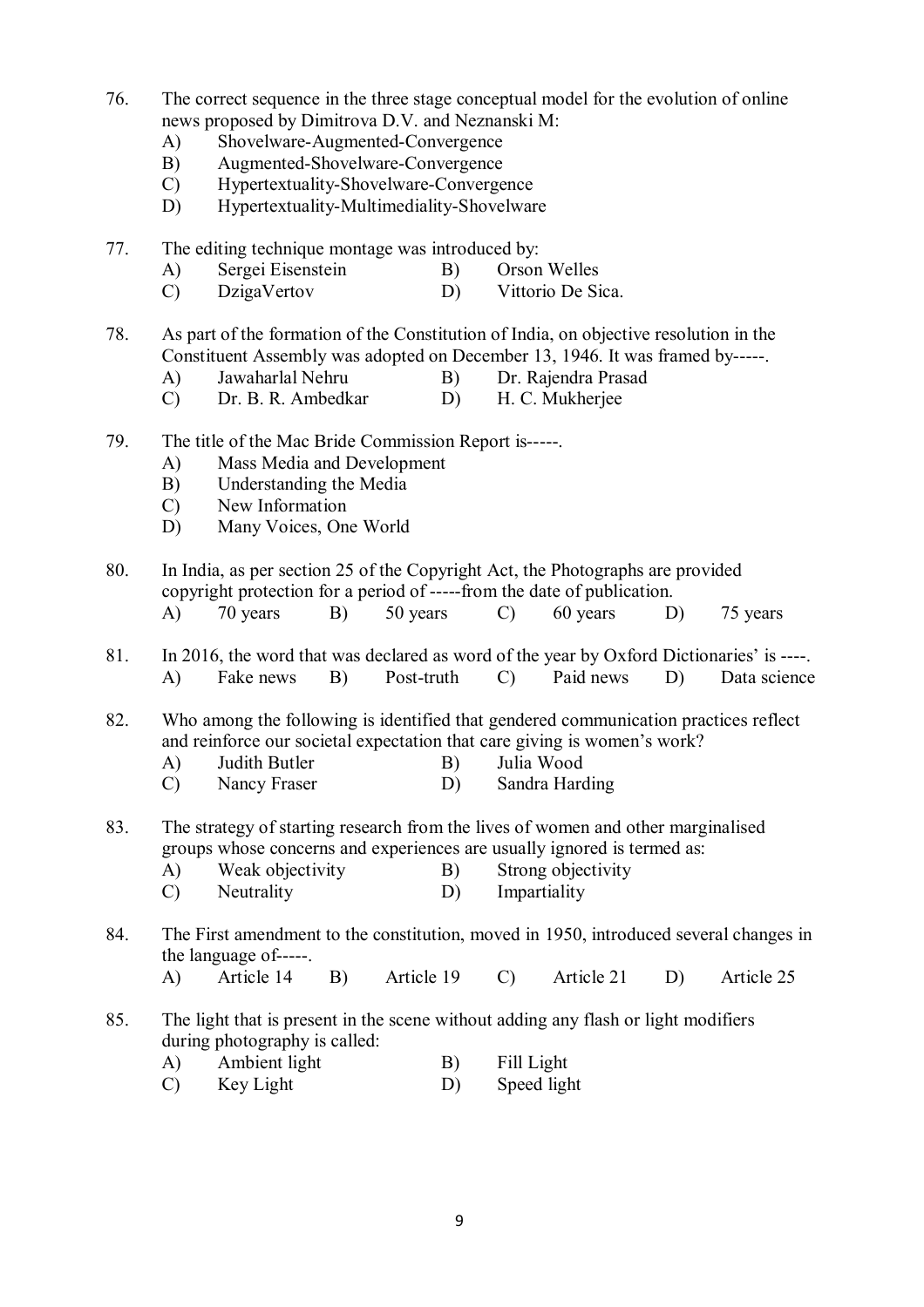76. The correct sequence in the three stage conceptual model for the evolution of online news proposed by Dimitrova D.V. and Neznanski M:
    - A) Shovelware-Augmented-Convergence
    - B) Augmented-Shovelware-Convergence
    - C) Hypertextuality-Shovelware-Convergence
    - D) Hypertextuality-Multimediality-Shovelware

77. The editing technique montage was introduced by:
    - A) Sergei Eisenstein
    - B) Orson Welles
    - C) DzigaVertov
    - D) Vittorio De Sica.

78. As part of the formation of the Constitution of India, on objective resolution in the Constituent Assembly was adopted on December 13, 1946. It was framed by-----.
    - A) Jawaharlal Nehru
    - B) Dr. Rajendra Prasad
    - C) Dr. B. R. Ambedkar
    - D) H. C. Mukherjee

79. The title of the Mac Bride Commission Report is-----.
    - A) Mass Media and Development
    - B) Understanding the Media
    - C) New Information
    - D) Many Voices, One World

80. In India, as per section 25 of the Copyright Act, the Photographs are provided copyright protection for a period of -----from the date of publication.
    - A) 70 years
    - B) 50 years
    - C) 60 years
    - D) 75 years

81. In 2016, the word that was declared as word of the year by Oxford Dictionaries' is ----.
    - A) Fake news
    - B) Post-truth
    - C) Paid news
    - D) Data science

82. Who among the following is identified that gendered communication practices reflect and reinforce our societal expectation that care giving is women's work?
    - A) Judith Butler
    - B) Julia Wood
    - C) Nancy Fraser
    - D) Sandra Harding

83. The strategy of starting research from the lives of women and other marginalised groups whose concerns and experiences are usually ignored is termed as:
    - A) Weak objectivity
    - B) Strong objectivity
    - C) Neutrality
    - D) Impartiality

84. The First amendment to the constitution, moved in 1950, introduced several changes in the language of-----.
    - A) Article 14
    - B) Article 19
    - C) Article 21
    - D) Article 25

85. The light that is present in the scene without adding any flash or light modifiers during photography is called:
    - A) Ambient light
    - B) Fill Light
    - C) Key Light
    - D) Speed light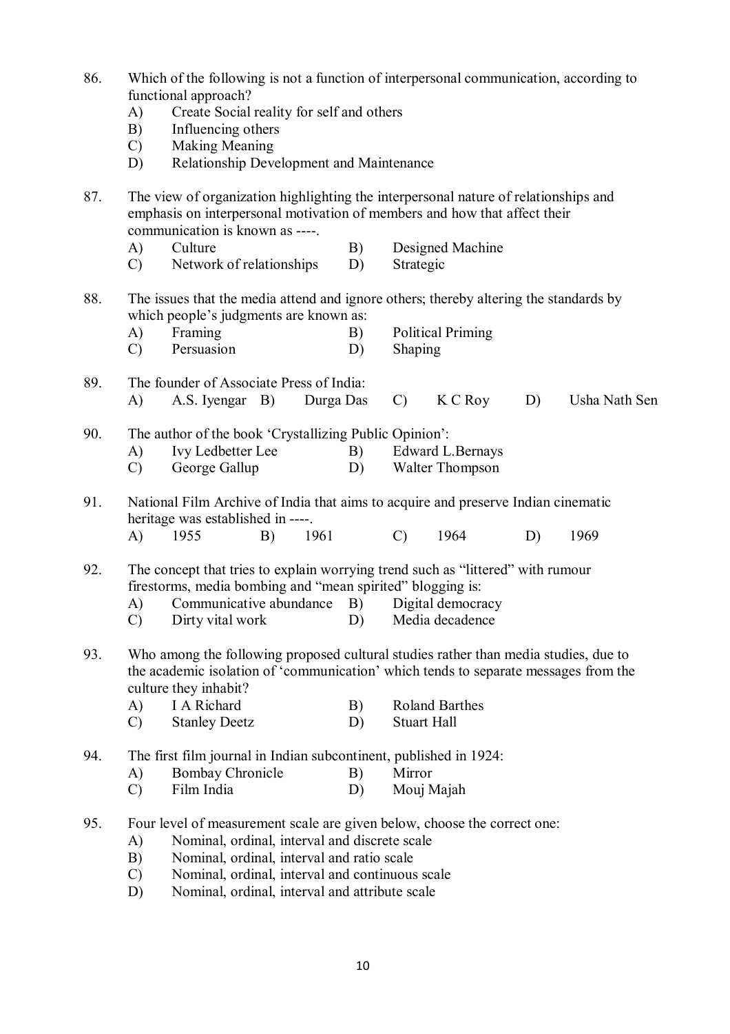86. Which of the following is not a function of interpersonal communication, according to functional approach?
    - A) Create Social reality for self and others
    - B) Influencing others
    - C) Making Meaning
    - D) Relationship Development and Maintenance

87. The view of organization highlighting the interpersonal nature of relationships and emphasis on interpersonal motivation of members and how that affect their communication is known as ----.
    - A) Culture
    - B) Designed Machine
    - C) Network of relationships
    - D) Strategic

88. The issues that the media attend and ignore others; thereby altering the standards by which people's judgments are known as:
    - A) Framing
    - B) Political Priming
    - C) Persuasion
    - D) Shaping

89. The founder of Associate Press of India:
    - A) A.S. Iyengar
    - B) Durga Das
    - C) K C Roy
    - D) Usha Nath Sen

90. The author of the book 'Crystallizing Public Opinion':
    - A) Ivy Ledbetter Lee
    - B) Edward L.Bernays
    - C) George Gallup
    - D) Walter Thompson

91. National Film Archive of India that aims to acquire and preserve Indian cinematic heritage was established in ----.
    - A) 1955
    - B) 1961
    - C) 1964
    - D) 1969

92. The concept that tries to explain worrying trend such as "littered" with rumour firestorms, media bombing and "mean spirited" blogging is:
    - A) Communicative abundance
    - B) Digital democracy
    - C) Dirty vital work
    - D) Media decadence

93. Who among the following proposed cultural studies rather than media studies, due to the academic isolation of 'communication' which tends to separate messages from the culture they inhabit?
    - A) I A Richard
    - B) Roland Barthes
    - C) Stanley Deetz
    - D) Stuart Hall

94. The first film journal in Indian subcontinent, published in 1924:
    - A) Bombay Chronicle
    - B) Mirror
    - C) Film India
    - D) Mouj Majah

95. Four level of measurement scale are given below, choose the correct one:
    - A) Nominal, ordinal, interval and discrete scale
    - B) Nominal, ordinal, interval and ratio scale
    - C) Nominal, ordinal, interval and continuous scale
    - D) Nominal, ordinal, interval and attribute scale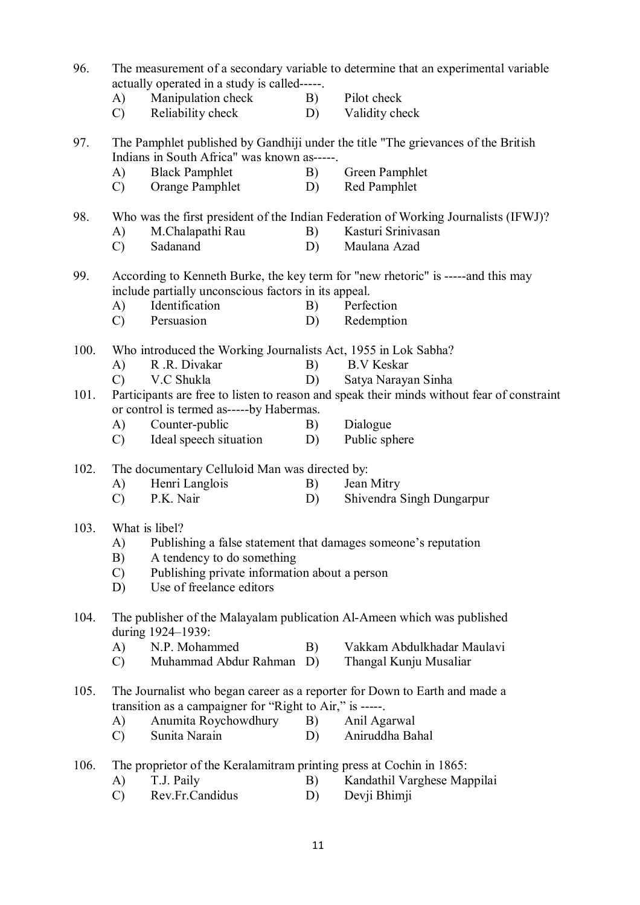96. The measurement of a secondary variable to determine that an experimental variable actually operated in a study is called-----.

   A) Manipulation check B) Pilot check
   C) Reliability check D) Validity check

97. The Pamphlet published by Gandhiji under the title "The grievances of the British Indians in South Africa" was known as-----.

   A) Black Pamphlet B) Green Pamphlet
   C) Orange Pamphlet D) Red Pamphlet

98. Who was the first president of the Indian Federation of Working Journalists (IFWJ)?

   A) M.Chalapathi Rau B) Kasturi Srinivasan
   C) Sadanand D) Maulana Azad

99. According to Kenneth Burke, the key term for "new rhetoric" is -----and this may include partially unconscious factors in its appeal.

   A) Identification B) Perfection
   C) Persuasion D) Redemption

100. Who introduced the Working Journalists Act, 1955 in Lok Sabha?

   A) R .R. Divakar B) B.V Keskar
   C) V.C Shukla D) Satya Narayan Sinha

101. Participants are free to listen to reason and speak their minds without fear of constraint or control is termed as-----by Habermas.

   A) Counter-public B) Dialogue
   C) Ideal speech situation D) Public sphere

102. The documentary Celluloid Man was directed by:

   A) Henri Langlois B) Jean Mitry
   C) P.K. Nair D) Shivendra Singh Dungarpur

103. What is libel?

   A) Publishing a false statement that damages someone's reputation
   B) A tendency to do something
   C) Publishing private information about a person
   D) Use of freelance editors

104. The publisher of the Malayalam publication Al-Ameen which was published during 1924–1939:

   A) N.P. Mohammed B) Vakkam Abdulkhadar Maulavi
   C) Muhammad Abdur Rahman D) Thangal Kunju Musaliar

105. The Journalist who began career as a reporter for Down to Earth and made a transition as a campaigner for "Right to Air," is -----.

   A) Anumita Roychowdhury B) Anil Agarwal
   C) Sunita Narain D) Aniruddha Bahal

106. The proprietor of the Keralamitram printing press at Cochin in 1865:

   A) T.J. Paily B) Kandathil Varghese Mappilai
   C) Rev.Fr.Candidus D) Devji Bhimji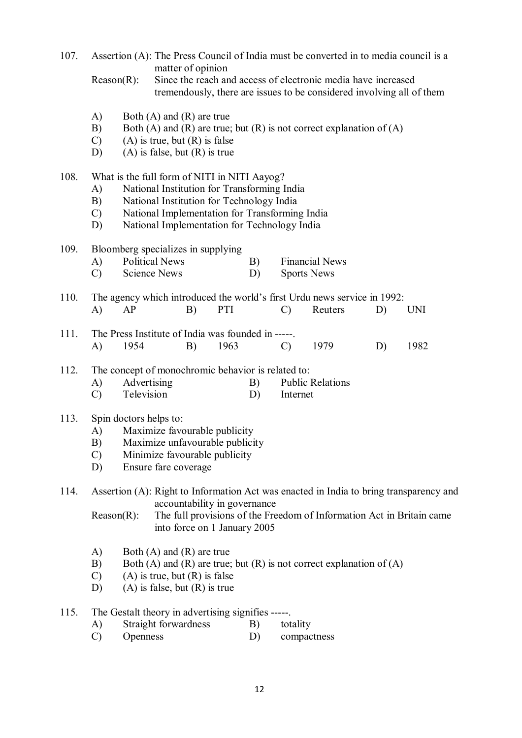107. Assertion (A): The Press Council of India must be converted in to media council is a matter of opinion

Reason(R): Since the reach and access of electronic media have increased tremendously, there are issues to be considered involving all of them

A) Both (A) and (R) are true
B) Both (A) and (R) are true; but (R) is not correct explanation of (A)
C) (A) is true, but (R) is false
D) (A) is false, but (R) is true

108. What is the full form of NITI in NITI Aayog?
A) National Institution for Transforming India
B) National Institution for Technology India
C) National Implementation for Transforming India
D) National Implementation for Technology India

109. Bloomberg specializes in supplying
A) Political News B) Financial News
C) Science News D) Sports News

110. The agency which introduced the world's first Urdu news service in 1992:
A) AP B) PTI C) Reuters D) UNI

111. The Press Institute of India was founded in -----.
A) 1954 B) 1963 C) 1979 D) 1982

112. The concept of monochromic behavior is related to:
A) Advertising B) Public Relations
C) Television D) Internet

113. Spin doctors helps to:
A) Maximize favourable publicity
B) Maximize unfavourable publicity
C) Minimize favourable publicity
D) Ensure fare coverage

114. Assertion (A): Right to Information Act was enacted in India to bring transparency and accountability in governance

Reason(R): The full provisions of the Freedom of Information Act in Britain came into force on 1 January 2005

A) Both (A) and (R) are true
B) Both (A) and (R) are true; but (R) is not correct explanation of (A)
C) (A) is true, but (R) is false
D) (A) is false, but (R) is true

115. The Gestalt theory in advertising signifies -----.
A) Straight forwardness B) totality
C) Openness D) compactness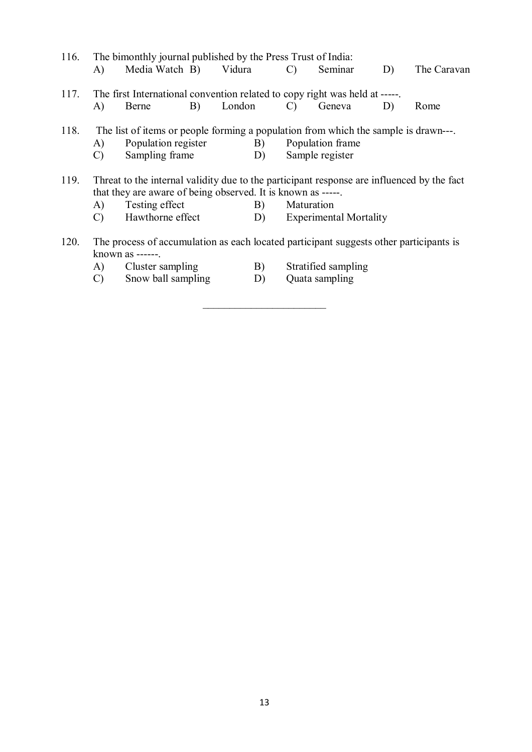116. The bimonthly journal published by the Press Trust of India:
   A) Media Watch B) Vidura C) Seminar D) The Caravan

117. The first International convention related to copy right was held at -----.
   A) Berne B) London C) Geneva D) Rome

118. The list of items or people forming a population from which the sample is drawn---.
   A) Population register B) Population frame
   C) Sampling frame D) Sample register

119. Threat to the internal validity due to the participant response are influenced by the fact that they are aware of being observed. It is known as -----.
   A) Testing effect B) Maturation
   C) Hawthorne effect D) Experimental Mortality

120. The process of accumulation as each located participant suggests other participants is known as ------.
   A) Cluster sampling B) Stratified sampling
   C) Snow ball sampling D) Quata sampling

---